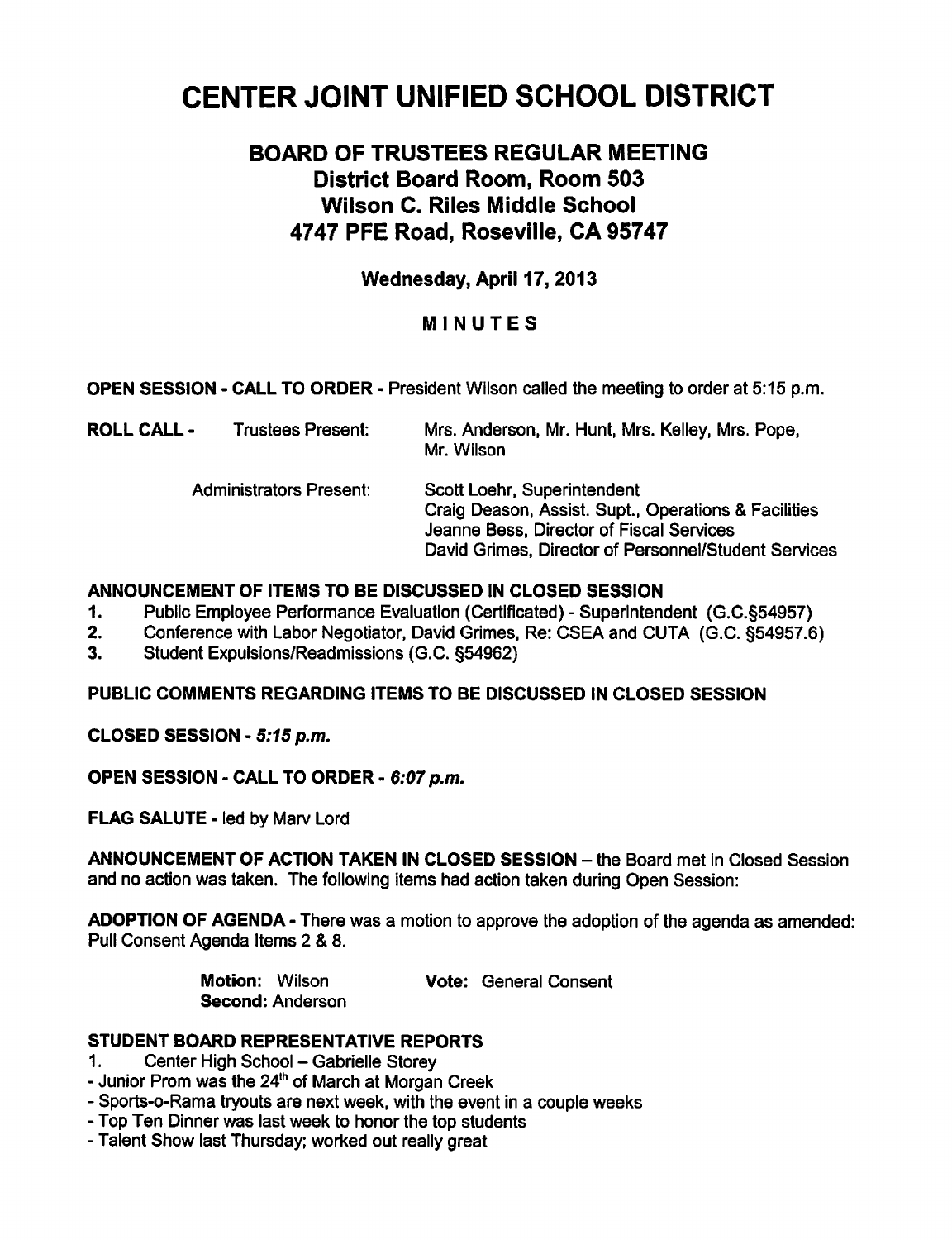# CENTER JOINT UNIFIED SCHOOL DISTRICT

## BOARD OF TRUSTEES REGULAR MEETING
## District Board Room, Room 503
## Wilson C. Riles Middle School
## 4747 PFE Road, Roseville, CA 95747

### Wednesday, April 17, 2013

### MINUTES

**OPEN SESSION - CALL TO ORDER** - President Wilson called the meeting to order at 5:15 p.m.

**ROLL CALL -** Trustees Present: Mrs. Anderson, Mr. Hunt, Mrs. Kelley, Mrs. Pope, Mr. Wilson

Administrators Present:
Scott Loehr, Superintendent
Craig Deason, Assist. Supt., Operations & Facilities
Jeanne Bess, Director of Fiscal Services
David Grimes, Director of Personnel/Student Services

**ANNOUNCEMENT OF ITEMS TO BE DISCUSSED IN CLOSED SESSION**

1. Public Employee Performance Evaluation (Certificated) - Superintendent (G.C.§54957)
2. Conference with Labor Negotiator, David Grimes, Re: CSEA and CUTA (G.C. §54957.6)
3. Student Expulsions/Readmissions (G.C. §54962)

**PUBLIC COMMENTS REGARDING ITEMS TO BE DISCUSSED IN CLOSED SESSION**

**CLOSED SESSION -** ***5:15 p.m.***

**OPEN SESSION - CALL TO ORDER -** ***6:07 p.m.***

**FLAG SALUTE** - led by Marv Lord

**ANNOUNCEMENT OF ACTION TAKEN IN CLOSED SESSION** – the Board met in Closed Session and no action was taken. The following items had action taken during Open Session:

**ADOPTION OF AGENDA** - There was a motion to approve the adoption of the agenda as amended: Pull Consent Agenda Items 2 & 8.

**Motion:** Wilson **Vote:** General Consent
**Second:** Anderson

**STUDENT BOARD REPRESENTATIVE REPORTS**

1. Center High School – Gabrielle Storey

- Junior Prom was the 24th of March at Morgan Creek
- Sports-o-Rama tryouts are next week, with the event in a couple weeks
- Top Ten Dinner was last week to honor the top students
- Talent Show last Thursday; worked out really great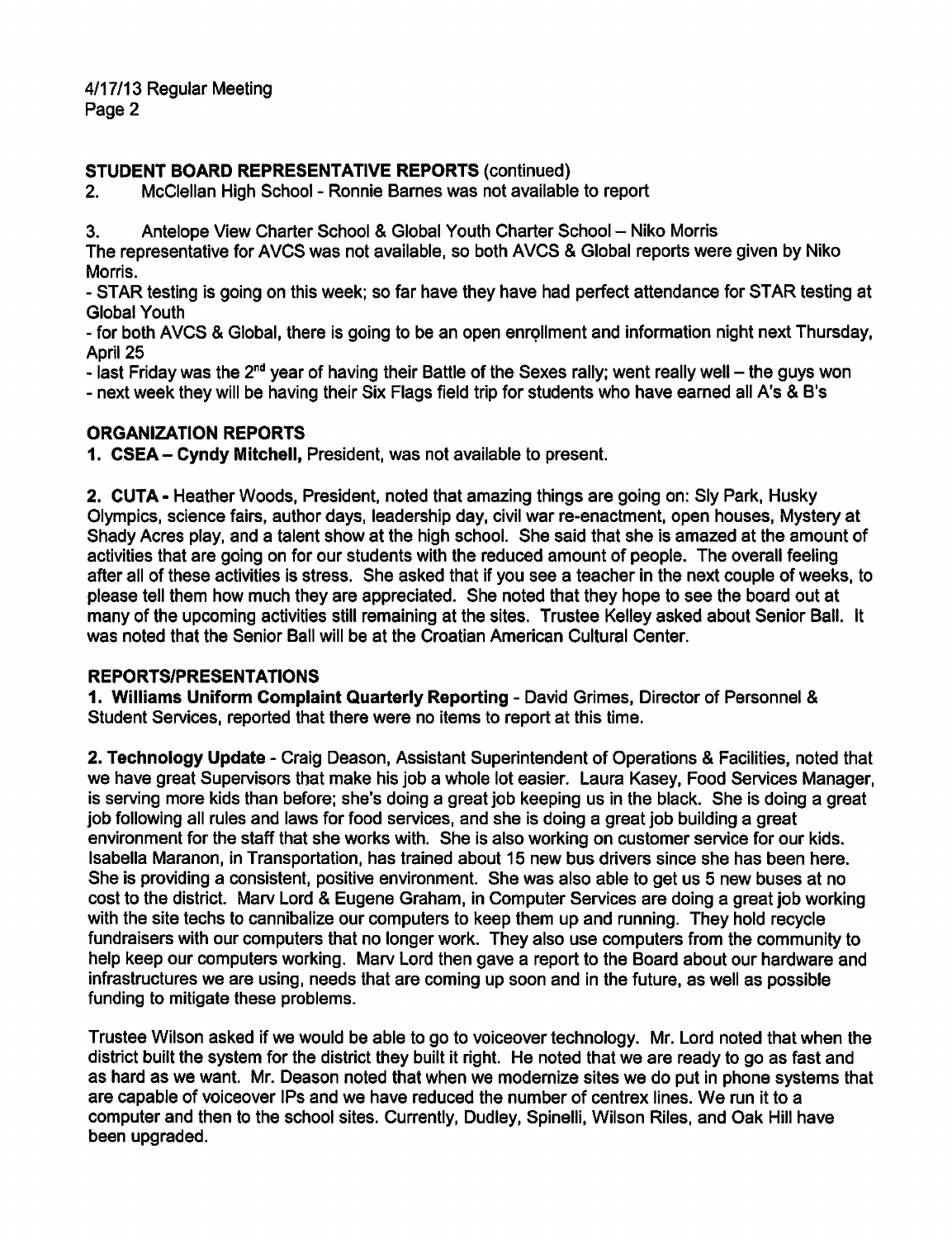**STUDENT BOARD REPRESENTATIVE REPORTS** (continued)

2. McClellan High School - Ronnie Barnes was not available to report

3. Antelope View Charter School & Global Youth Charter School – Niko Morris

The representative for AVCS was not available, so both AVCS & Global reports were given by Niko Morris.

- STAR testing is going on this week; so far have they have had perfect attendance for STAR testing at Global Youth
- for both AVCS & Global, there is going to be an open enrollment and information night next Thursday, April 25
- last Friday was the 2nd year of having their Battle of the Sexes rally; went really well – the guys won
- next week they will be having their Six Flags field trip for students who have earned all A's & B's

**ORGANIZATION REPORTS**

**1. CSEA – Cyndy Mitchell,** President, was not available to present.

**2. CUTA -** Heather Woods, President, noted that amazing things are going on: Sly Park, Husky Olympics, science fairs, author days, leadership day, civil war re-enactment, open houses, Mystery at Shady Acres play, and a talent show at the high school. She said that she is amazed at the amount of activities that are going on for our students with the reduced amount of people. The overall feeling after all of these activities is stress. She asked that if you see a teacher in the next couple of weeks, to please tell them how much they are appreciated. She noted that they hope to see the board out at many of the upcoming activities still remaining at the sites. Trustee Kelley asked about Senior Ball. It was noted that the Senior Ball will be at the Croatian American Cultural Center.

**REPORTS/PRESENTATIONS**

**1. Williams Uniform Complaint Quarterly Reporting** - David Grimes, Director of Personnel & Student Services, reported that there were no items to report at this time.

**2. Technology Update** - Craig Deason, Assistant Superintendent of Operations & Facilities, noted that we have great Supervisors that make his job a whole lot easier. Laura Kasey, Food Services Manager, is serving more kids than before; she's doing a great job keeping us in the black. She is doing a great job following all rules and laws for food services, and she is doing a great job building a great environment for the staff that she works with. She is also working on customer service for our kids. Isabella Maranon, in Transportation, has trained about 15 new bus drivers since she has been here. She is providing a consistent, positive environment. She was also able to get us 5 new buses at no cost to the district. Marv Lord & Eugene Graham, in Computer Services are doing a great job working with the site techs to cannibalize our computers to keep them up and running. They hold recycle fundraisers with our computers that no longer work. They also use computers from the community to help keep our computers working. Marv Lord then gave a report to the Board about our hardware and infrastructures we are using, needs that are coming up soon and in the future, as well as possible funding to mitigate these problems.

Trustee Wilson asked if we would be able to go to voiceover technology. Mr. Lord noted that when the district built the system for the district they built it right. He noted that we are ready to go as fast and as hard as we want. Mr. Deason noted that when we modernize sites we do put in phone systems that are capable of voiceover IPs and we have reduced the number of centrex lines. We run it to a computer and then to the school sites. Currently, Dudley, Spinelli, Wilson Riles, and Oak Hill have been upgraded.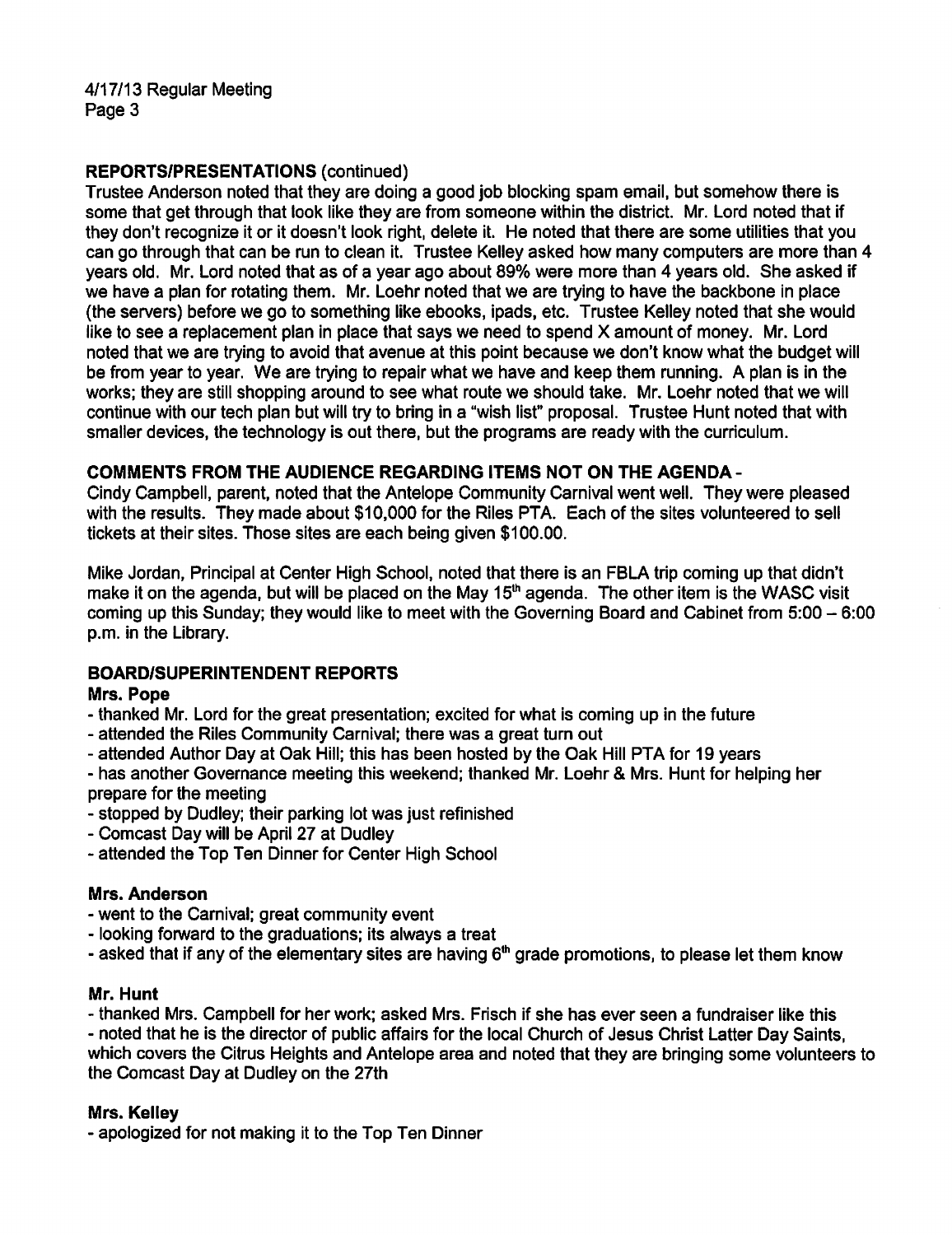**REPORTS/PRESENTATIONS** (continued)

Trustee Anderson noted that they are doing a good job blocking spam email, but somehow there is some that get through that look like they are from someone within the district. Mr. Lord noted that if they don't recognize it or it doesn't look right, delete it. He noted that there are some utilities that you can go through that can be run to clean it. Trustee Kelley asked how many computers are more than 4 years old. Mr. Lord noted that as of a year ago about 89% were more than 4 years old. She asked if we have a plan for rotating them. Mr. Loehr noted that we are trying to have the backbone in place (the servers) before we go to something like ebooks, ipads, etc. Trustee Kelley noted that she would like to see a replacement plan in place that says we need to spend X amount of money. Mr. Lord noted that we are trying to avoid that avenue at this point because we don't know what the budget will be from year to year. We are trying to repair what we have and keep them running. A plan is in the works; they are still shopping around to see what route we should take. Mr. Loehr noted that we will continue with our tech plan but will try to bring in a "wish list" proposal. Trustee Hunt noted that with smaller devices, the technology is out there, but the programs are ready with the curriculum.

**COMMENTS FROM THE AUDIENCE REGARDING ITEMS NOT ON THE AGENDA** -

Cindy Campbell, parent, noted that the Antelope Community Carnival went well. They were pleased with the results. They made about $10,000 for the Riles PTA. Each of the sites volunteered to sell tickets at their sites. Those sites are each being given $100.00.

Mike Jordan, Principal at Center High School, noted that there is an FBLA trip coming up that didn't make it on the agenda, but will be placed on the May 15th agenda. The other item is the WASC visit coming up this Sunday; they would like to meet with the Governing Board and Cabinet from 5:00 – 6:00 p.m. in the Library.

**BOARD/SUPERINTENDENT REPORTS**

**Mrs. Pope**

- thanked Mr. Lord for the great presentation; excited for what is coming up in the future
- attended the Riles Community Carnival; there was a great turn out
- attended Author Day at Oak Hill; this has been hosted by the Oak Hill PTA for 19 years
- has another Governance meeting this weekend; thanked Mr. Loehr & Mrs. Hunt for helping her prepare for the meeting
- stopped by Dudley; their parking lot was just refinished
- Comcast Day will be April 27 at Dudley
- attended the Top Ten Dinner for Center High School

**Mrs. Anderson**

- went to the Carnival; great community event
- looking forward to the graduations; its always a treat
- asked that if any of the elementary sites are having 6th grade promotions, to please let them know

**Mr. Hunt**

- thanked Mrs. Campbell for her work; asked Mrs. Frisch if she has ever seen a fundraiser like this
- noted that he is the director of public affairs for the local Church of Jesus Christ Latter Day Saints, which covers the Citrus Heights and Antelope area and noted that they are bringing some volunteers to the Comcast Day at Dudley on the 27th

**Mrs. Kelley**

- apologized for not making it to the Top Ten Dinner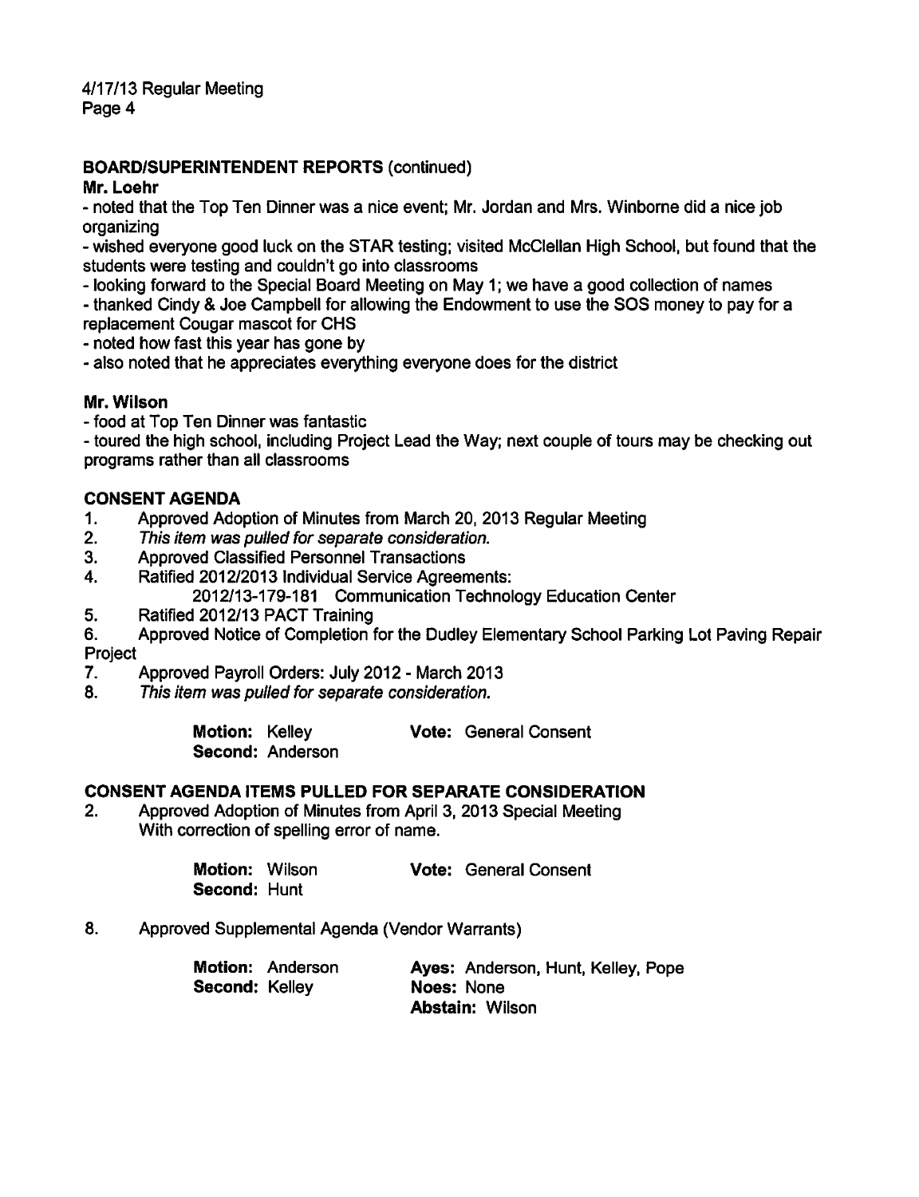**BOARD/SUPERINTENDENT REPORTS** (continued)

**Mr. Loehr**

- noted that the Top Ten Dinner was a nice event; Mr. Jordan and Mrs. Winborne did a nice job organizing
- wished everyone good luck on the STAR testing; visited McClellan High School, but found that the students were testing and couldn't go into classrooms
- looking forward to the Special Board Meeting on May 1; we have a good collection of names
- thanked Cindy & Joe Campbell for allowing the Endowment to use the SOS money to pay for a replacement Cougar mascot for CHS
- noted how fast this year has gone by
- also noted that he appreciates everything everyone does for the district

**Mr. Wilson**

- food at Top Ten Dinner was fantastic
- toured the high school, including Project Lead the Way; next couple of tours may be checking out programs rather than all classrooms

**CONSENT AGENDA**

1. Approved Adoption of Minutes from March 20, 2013 Regular Meeting
2. *This item was pulled for separate consideration.*
3. Approved Classified Personnel Transactions
4. Ratified 2012/2013 Individual Service Agreements:
   2012/13-179-181 Communication Technology Education Center
5. Ratified 2012/13 PACT Training
6. Approved Notice of Completion for the Dudley Elementary School Parking Lot Paving Repair Project
7. Approved Payroll Orders: July 2012 - March 2013
8. *This item was pulled for separate consideration.*

**Motion:** Kelley **Vote:** General Consent
**Second:** Anderson

**CONSENT AGENDA ITEMS PULLED FOR SEPARATE CONSIDERATION**

2. Approved Adoption of Minutes from April 3, 2013 Special Meeting
   With correction of spelling error of name.

   **Motion:** Wilson **Vote:** General Consent
   **Second:** Hunt

8. Approved Supplemental Agenda (Vendor Warrants)

   **Motion:** Anderson **Ayes:** Anderson, Hunt, Kelley, Pope
   **Second:** Kelley **Noes:** None
   **Abstain:** Wilson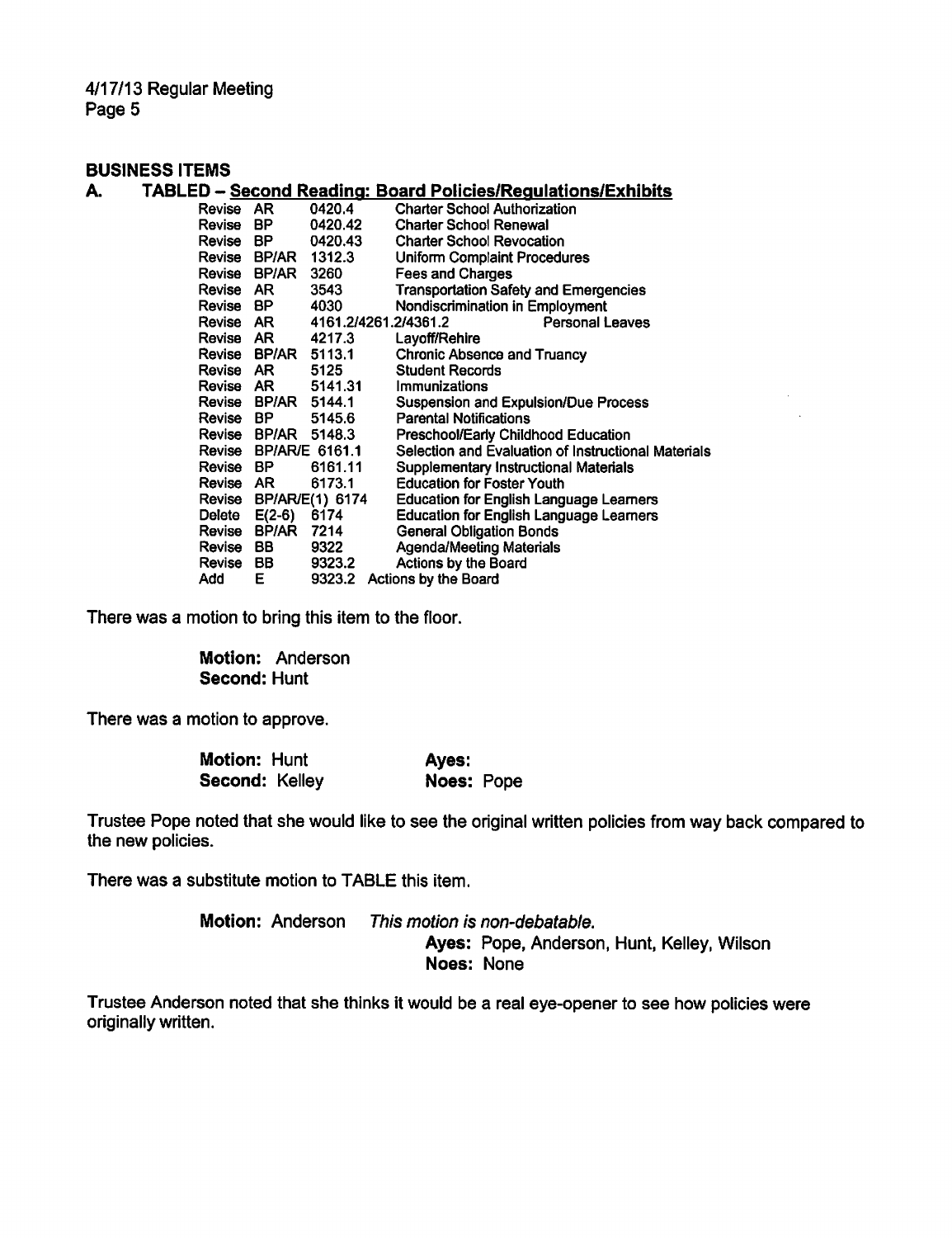## BUSINESS ITEMS

### A. TABLED – Second Reading: Board Policies/Regulations/Exhibits

| | | | |
|---|---|---|---|
| Revise | AR | 0420.4 | Charter School Authorization |
| Revise | BP | 0420.42 | Charter School Renewal |
| Revise | BP | 0420.43 | Charter School Revocation |
| Revise | BP/AR | 1312.3 | Uniform Complaint Procedures |
| Revise | BP/AR | 3260 | Fees and Charges |
| Revise | AR | 3543 | Transportation Safety and Emergencies |
| Revise | BP | 4030 | Nondiscrimination in Employment |
| Revise | AR | 4161.2/4261.2/4361.2 | Personal Leaves |
| Revise | AR | 4217.3 | Layoff/Rehire |
| Revise | BP/AR | 5113.1 | Chronic Absence and Truancy |
| Revise | AR | 5125 | Student Records |
| Revise | AR | 5141.31 | Immunizations |
| Revise | BP/AR | 5144.1 | Suspension and Expulsion/Due Process |
| Revise | BP | 5145.6 | Parental Notifications |
| Revise | BP/AR | 5148.3 | Preschool/Early Childhood Education |
| Revise | BP/AR/E | 6161.1 | Selection and Evaluation of Instructional Materials |
| Revise | BP | 6161.11 | Supplementary Instructional Materials |
| Revise | AR | 6173.1 | Education for Foster Youth |
| Revise | BP/AR/E(1) | 6174 | Education for English Language Learners |
| Delete | E(2-6) | 6174 | Education for English Language Learners |
| Revise | BP/AR | 7214 | General Obligation Bonds |
| Revise | BB | 9322 | Agenda/Meeting Materials |
| Revise | BB | 9323.2 | Actions by the Board |
| Add | E | 9323.2 | Actions by the Board |

There was a motion to bring this item to the floor.

**Motion:** Anderson
**Second:** Hunt

There was a motion to approve.

**Motion:** Hunt
**Second:** Kelley

**Ayes:**
**Noes:** Pope

Trustee Pope noted that she would like to see the original written policies from way back compared to the new policies.

There was a substitute motion to TABLE this item.

**Motion:** Anderson *This motion is non-debatable.*

**Ayes:** Pope, Anderson, Hunt, Kelley, Wilson
**Noes:** None

Trustee Anderson noted that she thinks it would be a real eye-opener to see how policies were originally written.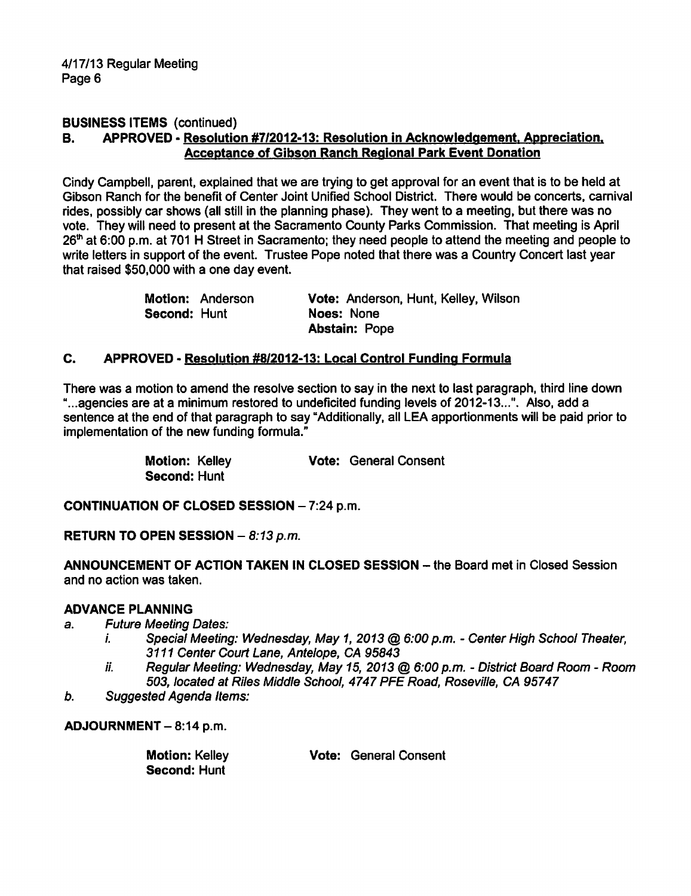**BUSINESS ITEMS** (continued)

**B. APPROVED - Resolution #7/2012-13: Resolution in Acknowledgement, Appreciation, Acceptance of Gibson Ranch Regional Park Event Donation**

Cindy Campbell, parent, explained that we are trying to get approval for an event that is to be held at Gibson Ranch for the benefit of Center Joint Unified School District. There would be concerts, carnival rides, possibly car shows (all still in the planning phase). They went to a meeting, but there was no vote. They will need to present at the Sacramento County Parks Commission. That meeting is April 26th at 6:00 p.m. at 701 H Street in Sacramento; they need people to attend the meeting and people to write letters in support of the event. Trustee Pope noted that there was a Country Concert last year that raised $50,000 with a one day event.

| | |
|---|---|
| **Motion:** Anderson | **Vote:** Anderson, Hunt, Kelley, Wilson |
| **Second:** Hunt | **Noes:** None |
| | **Abstain:** Pope |

**C. APPROVED - Resolution #8/2012-13: Local Control Funding Formula**

There was a motion to amend the resolve section to say in the next to last paragraph, third line down "...agencies are at a minimum restored to undeficited funding levels of 2012-13...". Also, add a sentence at the end of that paragraph to say "Additionally, all LEA apportionments will be paid prior to implementation of the new funding formula."

**Motion:** Kelley **Vote:** General Consent
**Second:** Hunt

**CONTINUATION OF CLOSED SESSION** – 7:24 p.m.

**RETURN TO OPEN SESSION** – *8:13 p.m.*

**ANNOUNCEMENT OF ACTION TAKEN IN CLOSED SESSION** – the Board met in Closed Session and no action was taken.

**ADVANCE PLANNING**

a. *Future Meeting Dates:*
   i. *Special Meeting: Wednesday, May 1, 2013 @ 6:00 p.m. - Center High School Theater, 3111 Center Court Lane, Antelope, CA 95843*
   ii. *Regular Meeting: Wednesday, May 15, 2013 @ 6:00 p.m. - District Board Room - Room 503, located at Riles Middle School, 4747 PFE Road, Roseville, CA 95747*

b. *Suggested Agenda Items:*

**ADJOURNMENT** – 8:14 p.m.

**Motion:** Kelley **Vote:** General Consent
**Second:** Hunt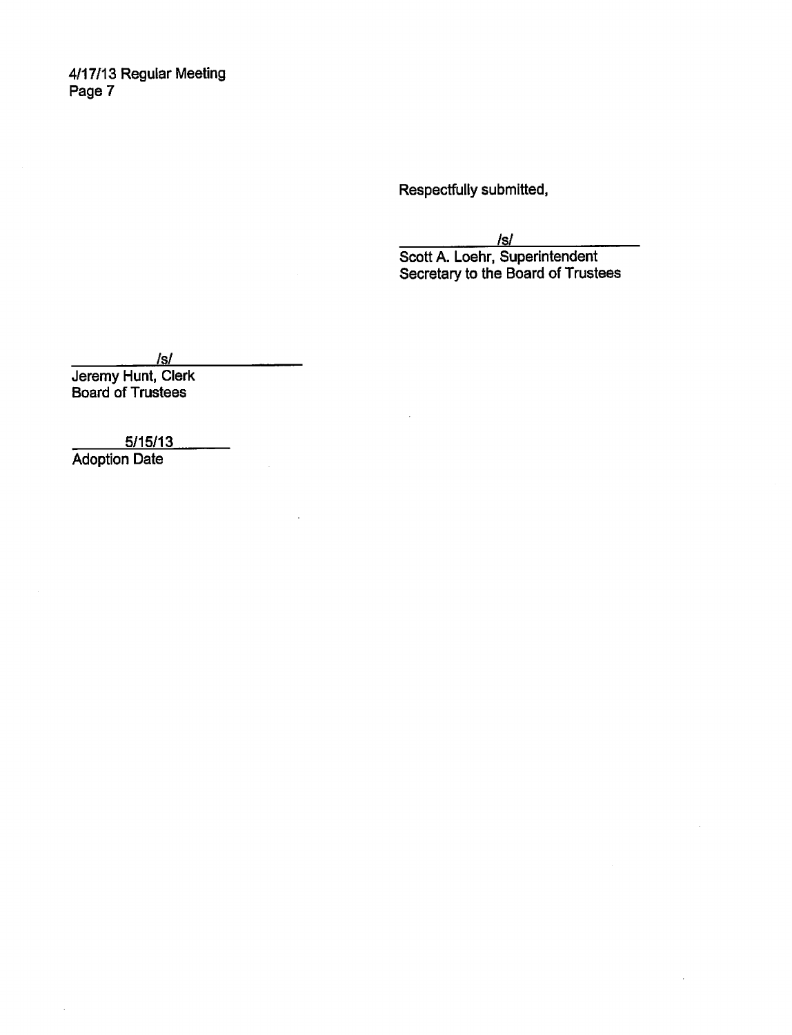Respectfully submitted,

/s/

Scott A. Loehr, Superintendent
Secretary to the Board of Trustees

/s/

Jeremy Hunt, Clerk
Board of Trustees

5/15/13

Adoption Date